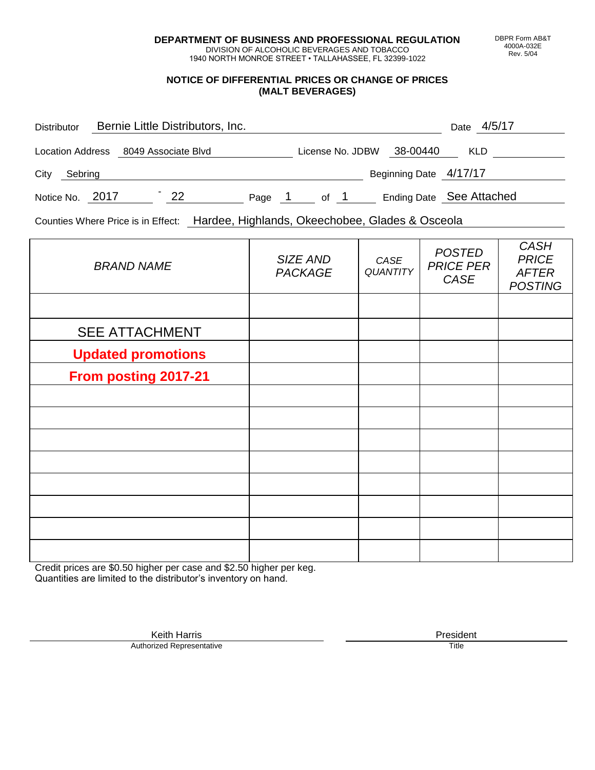**DEPARTMENT OF BUSINESS AND PROFESSIONAL REGULATION**
DIVISION OF ALCOHOLIC BEVERAGES AND TOBACCO
1940 NORTH MONROE STREET • TALLAHASSEE, FL 32399-1022

DBPR Form AB&T 4000A-032E Rev. 5/04

## NOTICE OF DIFFERENTIAL PRICES OR CHANGE OF PRICES (MALT BEVERAGES)

Distributor: Bernie Little Distributors, Inc.  Date: 4/5/17

Location Address: 8049 Associate Blvd  License No. JDBW: 38-00440  KLD:

City: Sebring  Beginning Date: 4/17/17

Notice No. 2017 - 22  Page 1 of 1  Ending Date: See Attached

Counties Where Price is in Effect: Hardee, Highlands, Okeechobee, Glades & Osceola

| *BRAND NAME* | *SIZE AND PACKAGE* | *CASE QUANTITY* | *POSTED PRICE PER CASE* | *CASH PRICE AFTER POSTING* |
|---|---|---|---|---|
| | | | | |
| SEE ATTACHMENT | | | | |
| **Updated promotions** | | | | |
| **From posting 2017-21** | | | | |
| | | | | |
| | | | | |
| | | | | |
| | | | | |
| | | | | |
| | | | | |
| | | | | |
| | | | | |

Credit prices are $0.50 higher per case and $2.50 higher per keg.
Quantities are limited to the distributor's inventory on hand.

Keith Harris
Authorized Representative

President
Title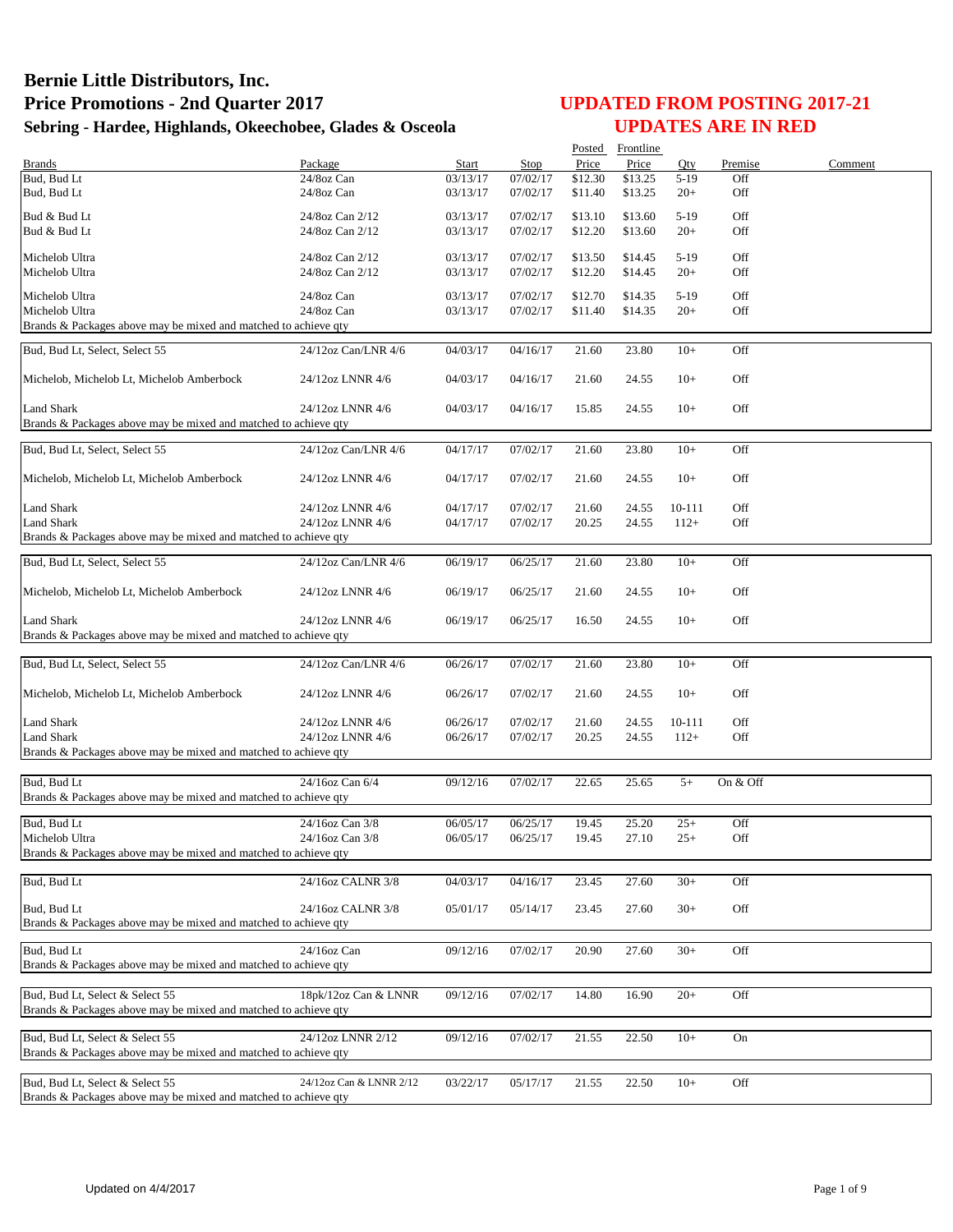# Bernie Little Distributors, Inc.
## Price Promotions - 2nd Quarter 2017
### Sebring - Hardee, Highlands, Okeechobee, Glades & Osceola

**UPDATED FROM POSTING 2017-21**
**UPDATES ARE IN RED**

| Brands | Package | Start | Stop | Posted Price | Frontline Price | Qty | Premise | Comment |
|---|---|---|---|---|---|---|---|---|
| Bud, Bud Lt | 24/8oz Can | 03/13/17 | 07/02/17 | $12.30 | $13.25 | 5-19 | Off | |
| Bud, Bud Lt | 24/8oz Can | 03/13/17 | 07/02/17 | $11.40 | $13.25 | 20+ | Off | |
| Bud & Bud Lt | 24/8oz Can 2/12 | 03/13/17 | 07/02/17 | $13.10 | $13.60 | 5-19 | Off | |
| Bud & Bud Lt | 24/8oz Can 2/12 | 03/13/17 | 07/02/17 | $12.20 | $13.60 | 20+ | Off | |
| Michelob Ultra | 24/8oz Can 2/12 | 03/13/17 | 07/02/17 | $13.50 | $14.45 | 5-19 | Off | |
| Michelob Ultra | 24/8oz Can 2/12 | 03/13/17 | 07/02/17 | $12.20 | $14.45 | 20+ | Off | |
| Michelob Ultra | 24/8oz Can | 03/13/17 | 07/02/17 | $12.70 | $14.35 | 5-19 | Off | |
| Michelob Ultra | 24/8oz Can | 03/13/17 | 07/02/17 | $11.40 | $14.35 | 20+ | Off | |
| Brands & Packages above may be mixed and matched to achieve qty | | | | | | | | |
| Bud, Bud Lt, Select, Select 55 | 24/12oz Can/LNR 4/6 | 04/03/17 | 04/16/17 | 21.60 | 23.80 | 10+ | Off | |
| Michelob, Michelob Lt, Michelob Amberbock | 24/12oz LNNR 4/6 | 04/03/17 | 04/16/17 | 21.60 | 24.55 | 10+ | Off | |
| Land Shark | 24/12oz LNNR 4/6 | 04/03/17 | 04/16/17 | 15.85 | 24.55 | 10+ | Off | |
| Brands & Packages above may be mixed and matched to achieve qty | | | | | | | | |
| Bud, Bud Lt, Select, Select 55 | 24/12oz Can/LNR 4/6 | 04/17/17 | 07/02/17 | 21.60 | 23.80 | 10+ | Off | |
| Michelob, Michelob Lt, Michelob Amberbock | 24/12oz LNNR 4/6 | 04/17/17 | 07/02/17 | 21.60 | 24.55 | 10+ | Off | |
| Land Shark | 24/12oz LNNR 4/6 | 04/17/17 | 07/02/17 | 21.60 | 24.55 | 10-111 | Off | |
| Land Shark | 24/12oz LNNR 4/6 | 04/17/17 | 07/02/17 | 20.25 | 24.55 | 112+ | Off | |
| Brands & Packages above may be mixed and matched to achieve qty | | | | | | | | |
| Bud, Bud Lt, Select, Select 55 | 24/12oz Can/LNR 4/6 | 06/19/17 | 06/25/17 | 21.60 | 23.80 | 10+ | Off | |
| Michelob, Michelob Lt, Michelob Amberbock | 24/12oz LNNR 4/6 | 06/19/17 | 06/25/17 | 21.60 | 24.55 | 10+ | Off | |
| Land Shark | 24/12oz LNNR 4/6 | 06/19/17 | 06/25/17 | 16.50 | 24.55 | 10+ | Off | |
| Brands & Packages above may be mixed and matched to achieve qty | | | | | | | | |
| Bud, Bud Lt, Select, Select 55 | 24/12oz Can/LNR 4/6 | 06/26/17 | 07/02/17 | 21.60 | 23.80 | 10+ | Off | |
| Michelob, Michelob Lt, Michelob Amberbock | 24/12oz LNNR 4/6 | 06/26/17 | 07/02/17 | 21.60 | 24.55 | 10+ | Off | |
| Land Shark | 24/12oz LNNR 4/6 | 06/26/17 | 07/02/17 | 21.60 | 24.55 | 10-111 | Off | |
| Land Shark | 24/12oz LNNR 4/6 | 06/26/17 | 07/02/17 | 20.25 | 24.55 | 112+ | Off | |
| Brands & Packages above may be mixed and matched to achieve qty | | | | | | | | |
| Bud, Bud Lt | 24/16oz Can 6/4 | 09/12/16 | 07/02/17 | 22.65 | 25.65 | 5+ | On & Off | |
| Brands & Packages above may be mixed and matched to achieve qty | | | | | | | | |
| Bud, Bud Lt | 24/16oz Can 3/8 | 06/05/17 | 06/25/17 | 19.45 | 25.20 | 25+ | Off | |
| Michelob Ultra | 24/16oz Can 3/8 | 06/05/17 | 06/25/17 | 19.45 | 27.10 | 25+ | Off | |
| Brands & Packages above may be mixed and matched to achieve qty | | | | | | | | |
| Bud, Bud Lt | 24/16oz CALNR 3/8 | 04/03/17 | 04/16/17 | 23.45 | 27.60 | 30+ | Off | |
| Bud, Bud Lt | 24/16oz CALNR 3/8 | 05/01/17 | 05/14/17 | 23.45 | 27.60 | 30+ | Off | |
| Brands & Packages above may be mixed and matched to achieve qty | | | | | | | | |
| Bud, Bud Lt | 24/16oz Can | 09/12/16 | 07/02/17 | 20.90 | 27.60 | 30+ | Off | |
| Brands & Packages above may be mixed and matched to achieve qty | | | | | | | | |
| Bud, Bud Lt, Select & Select 55 | 18pk/12oz Can & LNNR | 09/12/16 | 07/02/17 | 14.80 | 16.90 | 20+ | Off | |
| Brands & Packages above may be mixed and matched to achieve qty | | | | | | | | |
| Bud, Bud Lt, Select & Select 55 | 24/12oz LNNR 2/12 | 09/12/16 | 07/02/17 | 21.55 | 22.50 | 10+ | On | |
| Brands & Packages above may be mixed and matched to achieve qty | | | | | | | | |
| Bud, Bud Lt, Select & Select 55 | 24/12oz Can & LNNR 2/12 | 03/22/17 | 05/17/17 | 21.55 | 22.50 | 10+ | Off | |
| Brands & Packages above may be mixed and matched to achieve qty | | | | | | | | |

Updated on 4/4/2017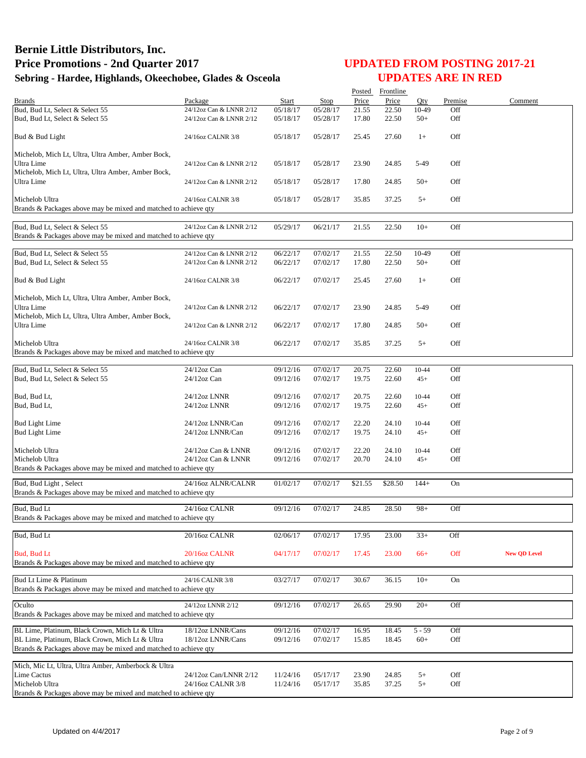# Bernie Little Distributors, Inc.
## Price Promotions - 2nd Quarter 2017
### Sebring - Hardee, Highlands, Okeechobee, Glades & Osceola

## UPDATED FROM POSTING 2017-21
## UPDATES ARE IN RED

| Brands | Package | Start | Stop | Posted Price | Frontline Price | Qty | Premise | Comment |
|---|---|---|---|---|---|---|---|---|
| Bud, Bud Lt, Select & Select 55 | 24/12oz Can & LNNR 2/12 | 05/18/17 | 05/28/17 | 21.55 | 22.50 | 10-49 | Off | |
| Bud, Bud Lt, Select & Select 55 | 24/12oz Can & LNNR 2/12 | 05/18/17 | 05/28/17 | 17.80 | 22.50 | 50+ | Off | |
| Bud & Bud Light | 24/16oz CALNR 3/8 | 05/18/17 | 05/28/17 | 25.45 | 27.60 | 1+ | Off | |
| Michelob, Mich Lt, Ultra, Ultra Amber, Amber Bock, Ultra Lime | 24/12oz Can & LNNR 2/12 | 05/18/17 | 05/28/17 | 23.90 | 24.85 | 5-49 | Off | |
| Michelob, Mich Lt, Ultra, Ultra Amber, Amber Bock, Ultra Lime | 24/12oz Can & LNNR 2/12 | 05/18/17 | 05/28/17 | 17.80 | 24.85 | 50+ | Off | |
| Michelob Ultra | 24/16oz CALNR 3/8 | 05/18/17 | 05/28/17 | 35.85 | 37.25 | 5+ | Off | |
| Brands & Packages above may be mixed and matched to achieve qty | | | | | | | | |
| Bud, Bud Lt, Select & Select 55 | 24/12oz Can & LNNR 2/12 | 05/29/17 | 06/21/17 | 21.55 | 22.50 | 10+ | Off | |
| Brands & Packages above may be mixed and matched to achieve qty | | | | | | | | |
| Bud, Bud Lt, Select & Select 55 | 24/12oz Can & LNNR 2/12 | 06/22/17 | 07/02/17 | 21.55 | 22.50 | 10-49 | Off | |
| Bud, Bud Lt, Select & Select 55 | 24/12oz Can & LNNR 2/12 | 06/22/17 | 07/02/17 | 17.80 | 22.50 | 50+ | Off | |
| Bud & Bud Light | 24/16oz CALNR 3/8 | 06/22/17 | 07/02/17 | 25.45 | 27.60 | 1+ | Off | |
| Michelob, Mich Lt, Ultra, Ultra Amber, Amber Bock, Ultra Lime | 24/12oz Can & LNNR 2/12 | 06/22/17 | 07/02/17 | 23.90 | 24.85 | 5-49 | Off | |
| Michelob, Mich Lt, Ultra, Ultra Amber, Amber Bock, Ultra Lime | 24/12oz Can & LNNR 2/12 | 06/22/17 | 07/02/17 | 17.80 | 24.85 | 50+ | Off | |
| Michelob Ultra | 24/16oz CALNR 3/8 | 06/22/17 | 07/02/17 | 35.85 | 37.25 | 5+ | Off | |
| Brands & Packages above may be mixed and matched to achieve qty | | | | | | | | |
| Bud, Bud Lt, Select & Select 55 | 24/12oz Can | 09/12/16 | 07/02/17 | 20.75 | 22.60 | 10-44 | Off | |
| Bud, Bud Lt, Select & Select 55 | 24/12oz Can | 09/12/16 | 07/02/17 | 19.75 | 22.60 | 45+ | Off | |
| Bud, Bud Lt, | 24/12oz LNNR | 09/12/16 | 07/02/17 | 20.75 | 22.60 | 10-44 | Off | |
| Bud, Bud Lt, | 24/12oz LNNR | 09/12/16 | 07/02/17 | 19.75 | 22.60 | 45+ | Off | |
| Bud Light Lime | 24/12oz LNNR/Can | 09/12/16 | 07/02/17 | 22.20 | 24.10 | 10-44 | Off | |
| Bud Light Lime | 24/12oz LNNR/Can | 09/12/16 | 07/02/17 | 19.75 | 24.10 | 45+ | Off | |
| Michelob Ultra | 24/12oz Can & LNNR | 09/12/16 | 07/02/17 | 22.20 | 24.10 | 10-44 | Off | |
| Michelob Ultra | 24/12oz Can & LNNR | 09/12/16 | 07/02/17 | 20.70 | 24.10 | 45+ | Off | |
| Brands & Packages above may be mixed and matched to achieve qty | | | | | | | | |
| Bud, Bud Light , Select | 24/16oz ALNR/CALNR | 01/02/17 | 07/02/17 | $21.55 | $28.50 | 144+ | On | |
| Brands & Packages above may be mixed and matched to achieve qty | | | | | | | | |
| Bud, Bud Lt | 24/16oz CALNR | 09/12/16 | 07/02/17 | 24.85 | 28.50 | 98+ | Off | |
| Brands & Packages above may be mixed and matched to achieve qty | | | | | | | | |
| Bud, Bud Lt | 20/16oz CALNR | 02/06/17 | 07/02/17 | 17.95 | 23.00 | 33+ | Off | |
| Bud, Bud Lt | 20/16oz CALNR | 04/17/17 | 07/02/17 | 17.45 | 23.00 | 66+ | Off | **New QD Level** |
| Brands & Packages above may be mixed and matched to achieve qty | | | | | | | | |
| Bud Lt Lime & Platinum | 24/16 CALNR 3/8 | 03/27/17 | 07/02/17 | 30.67 | 36.15 | 10+ | On | |
| Brands & Packages above may be mixed and matched to achieve qty | | | | | | | | |
| Oculto | 24/12oz LNNR 2/12 | 09/12/16 | 07/02/17 | 26.65 | 29.90 | 20+ | Off | |
| Brands & Packages above may be mixed and matched to achieve qty | | | | | | | | |
| BL Lime, Platinum, Black Crown, Mich Lt & Ultra | 18/12oz LNNR/Cans | 09/12/16 | 07/02/17 | 16.95 | 18.45 | 5 - 59 | Off | |
| BL Lime, Platinum, Black Crown, Mich Lt & Ultra | 18/12oz LNNR/Cans | 09/12/16 | 07/02/17 | 15.85 | 18.45 | 60+ | Off | |
| Brands & Packages above may be mixed and matched to achieve qty | | | | | | | | |
| Mich, Mic Lt, Ultra, Ultra Amber, Amberbock & Ultra Lime Cactus | 24/12oz Can/LNNR 2/12 | 11/24/16 | 05/17/17 | 23.90 | 24.85 | 5+ | Off | |
| Michelob Ultra | 24/16oz CALNR 3/8 | 11/24/16 | 05/17/17 | 35.85 | 37.25 | 5+ | Off | |
| Brands & Packages above may be mixed and matched to achieve qty | | | | | | | | |

Updated on 4/4/2017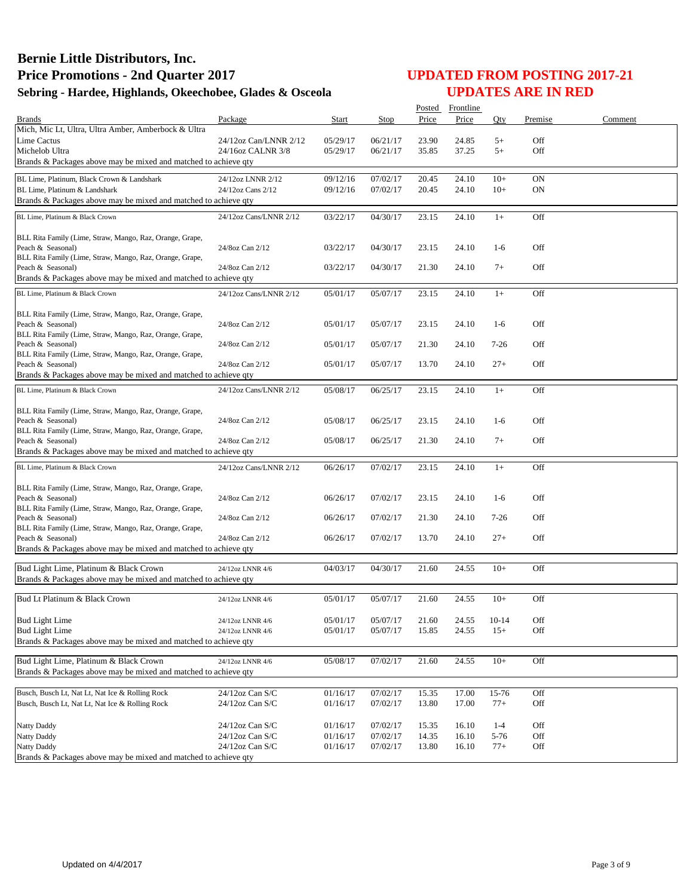# Bernie Little Distributors, Inc.
## Price Promotions - 2nd Quarter 2017
### Sebring - Hardee, Highlands, Okeechobee, Glades & Osceola

## UPDATED FROM POSTING 2017-21
## UPDATES ARE IN RED

| Brands | Package | Start | Stop | Posted Price | Frontline Price | Qty | Premise | Comment |
|---|---|---|---|---|---|---|---|---|
| Mich, Mic Lt, Ultra, Ultra Amber, Amberbock & Ultra Lime Cactus | 24/12oz Can/LNNR 2/12 | 05/29/17 | 06/21/17 | 23.90 | 24.85 | 5+ | Off | |
| Michelob Ultra | 24/16oz CALNR 3/8 | 05/29/17 | 06/21/17 | 35.85 | 37.25 | 5+ | Off | |
| Brands & Packages above may be mixed and matched to achieve qty | | | | | | | | |
| BL Lime, Platinum, Black Crown & Landshark | 24/12oz LNNR 2/12 | 09/12/16 | 07/02/17 | 20.45 | 24.10 | 10+ | ON | |
| BL Lime, Platinum & Landshark | 24/12oz Cans 2/12 | 09/12/16 | 07/02/17 | 20.45 | 24.10 | 10+ | ON | |
| Brands & Packages above may be mixed and matched to achieve qty | | | | | | | | |
| BL Lime, Platinum & Black Crown | 24/12oz Cans/LNNR 2/12 | 03/22/17 | 04/30/17 | 23.15 | 24.10 | 1+ | Off | |
| BLL Rita Family (Lime, Straw, Mango, Raz, Orange, Grape, Peach & Seasonal) | 24/8oz Can 2/12 | 03/22/17 | 04/30/17 | 23.15 | 24.10 | 1-6 | Off | |
| BLL Rita Family (Lime, Straw, Mango, Raz, Orange, Grape, Peach & Seasonal) | 24/8oz Can 2/12 | 03/22/17 | 04/30/17 | 21.30 | 24.10 | 7+ | Off | |
| Brands & Packages above may be mixed and matched to achieve qty | | | | | | | | |
| BL Lime, Platinum & Black Crown | 24/12oz Cans/LNNR 2/12 | 05/01/17 | 05/07/17 | 23.15 | 24.10 | 1+ | Off | |
| BLL Rita Family (Lime, Straw, Mango, Raz, Orange, Grape, Peach & Seasonal) | 24/8oz Can 2/12 | 05/01/17 | 05/07/17 | 23.15 | 24.10 | 1-6 | Off | |
| BLL Rita Family (Lime, Straw, Mango, Raz, Orange, Grape, Peach & Seasonal) | 24/8oz Can 2/12 | 05/01/17 | 05/07/17 | 21.30 | 24.10 | 7-26 | Off | |
| BLL Rita Family (Lime, Straw, Mango, Raz, Orange, Grape, Peach & Seasonal) | 24/8oz Can 2/12 | 05/01/17 | 05/07/17 | 13.70 | 24.10 | 27+ | Off | |
| Brands & Packages above may be mixed and matched to achieve qty | | | | | | | | |
| BL Lime, Platinum & Black Crown | 24/12oz Cans/LNNR 2/12 | 05/08/17 | 06/25/17 | 23.15 | 24.10 | 1+ | Off | |
| BLL Rita Family (Lime, Straw, Mango, Raz, Orange, Grape, Peach & Seasonal) | 24/8oz Can 2/12 | 05/08/17 | 06/25/17 | 23.15 | 24.10 | 1-6 | Off | |
| BLL Rita Family (Lime, Straw, Mango, Raz, Orange, Grape, Peach & Seasonal) | 24/8oz Can 2/12 | 05/08/17 | 06/25/17 | 21.30 | 24.10 | 7+ | Off | |
| Brands & Packages above may be mixed and matched to achieve qty | | | | | | | | |
| BL Lime, Platinum & Black Crown | 24/12oz Cans/LNNR 2/12 | 06/26/17 | 07/02/17 | 23.15 | 24.10 | 1+ | Off | |
| BLL Rita Family (Lime, Straw, Mango, Raz, Orange, Grape, Peach & Seasonal) | 24/8oz Can 2/12 | 06/26/17 | 07/02/17 | 23.15 | 24.10 | 1-6 | Off | |
| BLL Rita Family (Lime, Straw, Mango, Raz, Orange, Grape, Peach & Seasonal) | 24/8oz Can 2/12 | 06/26/17 | 07/02/17 | 21.30 | 24.10 | 7-26 | Off | |
| BLL Rita Family (Lime, Straw, Mango, Raz, Orange, Grape, Peach & Seasonal) | 24/8oz Can 2/12 | 06/26/17 | 07/02/17 | 13.70 | 24.10 | 27+ | Off | |
| Brands & Packages above may be mixed and matched to achieve qty | | | | | | | | |
| Bud Light Lime, Platinum & Black Crown | 24/12oz LNNR 4/6 | 04/03/17 | 04/30/17 | 21.60 | 24.55 | 10+ | Off | |
| Brands & Packages above may be mixed and matched to achieve qty | | | | | | | | |
| Bud Lt Platinum & Black Crown | 24/12oz LNNR 4/6 | 05/01/17 | 05/07/17 | 21.60 | 24.55 | 10+ | Off | |
| Bud Light Lime | 24/12oz LNNR 4/6 | 05/01/17 | 05/07/17 | 21.60 | 24.55 | 10-14 | Off | |
| Bud Light Lime | 24/12oz LNNR 4/6 | 05/01/17 | 05/07/17 | 15.85 | 24.55 | 15+ | Off | |
| Brands & Packages above may be mixed and matched to achieve qty | | | | | | | | |
| Bud Light Lime, Platinum & Black Crown | 24/12oz LNNR 4/6 | 05/08/17 | 07/02/17 | 21.60 | 24.55 | 10+ | Off | |
| Brands & Packages above may be mixed and matched to achieve qty | | | | | | | | |
| Busch, Busch Lt, Nat Lt, Nat Ice & Rolling Rock | 24/12oz Can S/C | 01/16/17 | 07/02/17 | 15.35 | 17.00 | 15-76 | Off | |
| Busch, Busch Lt, Nat Lt, Nat Ice & Rolling Rock | 24/12oz Can S/C | 01/16/17 | 07/02/17 | 13.80 | 17.00 | 77+ | Off | |
| Natty Daddy | 24/12oz Can S/C | 01/16/17 | 07/02/17 | 15.35 | 16.10 | 1-4 | Off | |
| Natty Daddy | 24/12oz Can S/C | 01/16/17 | 07/02/17 | 14.35 | 16.10 | 5-76 | Off | |
| Natty Daddy | 24/12oz Can S/C | 01/16/17 | 07/02/17 | 13.80 | 16.10 | 77+ | Off | |
| Brands & Packages above may be mixed and matched to achieve qty | | | | | | | | |

Updated on 4/4/2017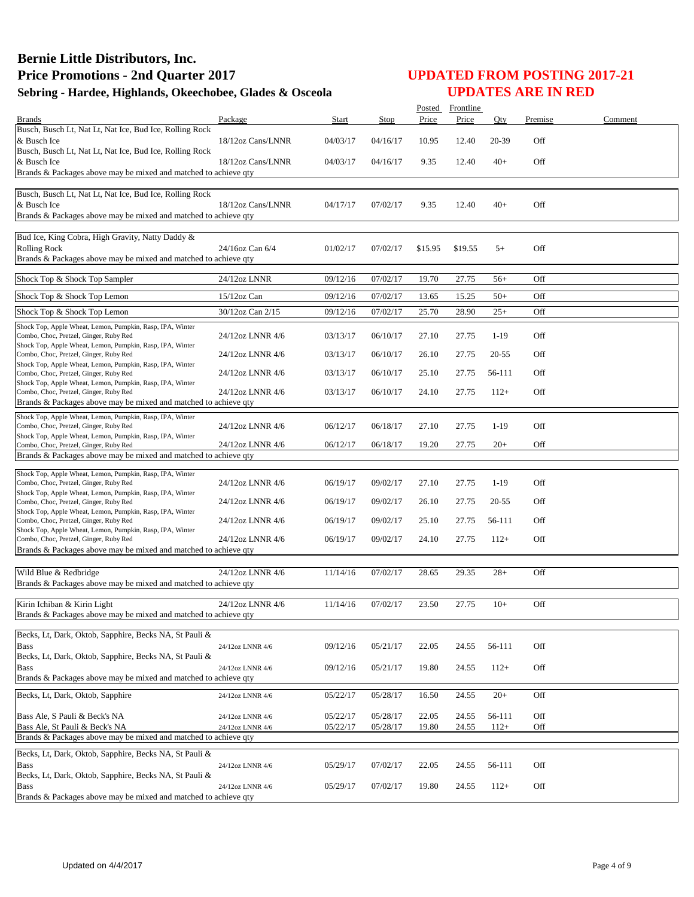# Bernie Little Distributors, Inc.
# Price Promotions - 2nd Quarter 2017
## Sebring - Hardee, Highlands, Okeechobee, Glades & Osceola

## UPDATED FROM POSTING 2017-21
## UPDATES ARE IN RED

| Brands | Package | Start | Stop | Posted Price | Frontline Price | Qty | Premise | Comment |
|---|---|---|---|---|---|---|---|---|
| Busch, Busch Lt, Nat Lt, Nat Ice, Bud Ice, Rolling Rock & Busch Ice | 18/12oz Cans/LNNR | 04/03/17 | 04/16/17 | 10.95 | 12.40 | 20-39 | Off | |
| Busch, Busch Lt, Nat Lt, Nat Ice, Bud Ice, Rolling Rock & Busch Ice | 18/12oz Cans/LNNR | 04/03/17 | 04/16/17 | 9.35 | 12.40 | 40+ | Off | |
| Brands & Packages above may be mixed and matched to achieve qty | | | | | | | | |
| Busch, Busch Lt, Nat Lt, Nat Ice, Bud Ice, Rolling Rock & Busch Ice | 18/12oz Cans/LNNR | 04/17/17 | 07/02/17 | 9.35 | 12.40 | 40+ | Off | |
| Brands & Packages above may be mixed and matched to achieve qty | | | | | | | | |
| Bud Ice, King Cobra, High Gravity, Natty Daddy & Rolling Rock | 24/16oz Can 6/4 | 01/02/17 | 07/02/17 | $15.95 | $19.55 | 5+ | Off | |
| Brands & Packages above may be mixed and matched to achieve qty | | | | | | | | |
| Shock Top & Shock Top Sampler | 24/12oz LNNR | 09/12/16 | 07/02/17 | 19.70 | 27.75 | 56+ | Off | |
| Shock Top & Shock Top Lemon | 15/12oz Can | 09/12/16 | 07/02/17 | 13.65 | 15.25 | 50+ | Off | |
| Shock Top & Shock Top Lemon | 30/12oz Can 2/15 | 09/12/16 | 07/02/17 | 25.70 | 28.90 | 25+ | Off | |
| Shock Top, Apple Wheat, Lemon, Pumpkin, Rasp, IPA, Winter Combo, Choc, Pretzel, Ginger, Ruby Red | 24/12oz LNNR 4/6 | 03/13/17 | 06/10/17 | 27.10 | 27.75 | 1-19 | Off | |
| Shock Top, Apple Wheat, Lemon, Pumpkin, Rasp, IPA, Winter Combo, Choc, Pretzel, Ginger, Ruby Red | 24/12oz LNNR 4/6 | 03/13/17 | 06/10/17 | 26.10 | 27.75 | 20-55 | Off | |
| Shock Top, Apple Wheat, Lemon, Pumpkin, Rasp, IPA, Winter Combo, Choc, Pretzel, Ginger, Ruby Red | 24/12oz LNNR 4/6 | 03/13/17 | 06/10/17 | 25.10 | 27.75 | 56-111 | Off | |
| Shock Top, Apple Wheat, Lemon, Pumpkin, Rasp, IPA, Winter Combo, Choc, Pretzel, Ginger, Ruby Red | 24/12oz LNNR 4/6 | 03/13/17 | 06/10/17 | 24.10 | 27.75 | 112+ | Off | |
| Brands & Packages above may be mixed and matched to achieve qty | | | | | | | | |
| Shock Top, Apple Wheat, Lemon, Pumpkin, Rasp, IPA, Winter Combo, Choc, Pretzel, Ginger, Ruby Red | 24/12oz LNNR 4/6 | 06/12/17 | 06/18/17 | 27.10 | 27.75 | 1-19 | Off | |
| Shock Top, Apple Wheat, Lemon, Pumpkin, Rasp, IPA, Winter Combo, Choc, Pretzel, Ginger, Ruby Red | 24/12oz LNNR 4/6 | 06/12/17 | 06/18/17 | 19.20 | 27.75 | 20+ | Off | |
| Brands & Packages above may be mixed and matched to achieve qty | | | | | | | | |
| Shock Top, Apple Wheat, Lemon, Pumpkin, Rasp, IPA, Winter Combo, Choc, Pretzel, Ginger, Ruby Red | 24/12oz LNNR 4/6 | 06/19/17 | 09/02/17 | 27.10 | 27.75 | 1-19 | Off | |
| Shock Top, Apple Wheat, Lemon, Pumpkin, Rasp, IPA, Winter Combo, Choc, Pretzel, Ginger, Ruby Red | 24/12oz LNNR 4/6 | 06/19/17 | 09/02/17 | 26.10 | 27.75 | 20-55 | Off | |
| Shock Top, Apple Wheat, Lemon, Pumpkin, Rasp, IPA, Winter Combo, Choc, Pretzel, Ginger, Ruby Red | 24/12oz LNNR 4/6 | 06/19/17 | 09/02/17 | 25.10 | 27.75 | 56-111 | Off | |
| Shock Top, Apple Wheat, Lemon, Pumpkin, Rasp, IPA, Winter Combo, Choc, Pretzel, Ginger, Ruby Red | 24/12oz LNNR 4/6 | 06/19/17 | 09/02/17 | 24.10 | 27.75 | 112+ | Off | |
| Brands & Packages above may be mixed and matched to achieve qty | | | | | | | | |
| Wild Blue & Redbridge | 24/12oz LNNR 4/6 | 11/14/16 | 07/02/17 | 28.65 | 29.35 | 28+ | Off | |
| Brands & Packages above may be mixed and matched to achieve qty | | | | | | | | |
| Kirin Ichiban & Kirin Light | 24/12oz LNNR 4/6 | 11/14/16 | 07/02/17 | 23.50 | 27.75 | 10+ | Off | |
| Brands & Packages above may be mixed and matched to achieve qty | | | | | | | | |
| Becks, Lt, Dark, Oktob, Sapphire, Becks NA, St Pauli & Bass | 24/12oz LNNR 4/6 | 09/12/16 | 05/21/17 | 22.05 | 24.55 | 56-111 | Off | |
| Becks, Lt, Dark, Oktob, Sapphire, Becks NA, St Pauli & Bass | 24/12oz LNNR 4/6 | 09/12/16 | 05/21/17 | 19.80 | 24.55 | 112+ | Off | |
| Brands & Packages above may be mixed and matched to achieve qty | | | | | | | | |
| Becks, Lt, Dark, Oktob, Sapphire | 24/12oz LNNR 4/6 | 05/22/17 | 05/28/17 | 16.50 | 24.55 | 20+ | Off | |
| Bass Ale, S Pauli & Beck's NA | 24/12oz LNNR 4/6 | 05/22/17 | 05/28/17 | 22.05 | 24.55 | 56-111 | Off | |
| Bass Ale, St Pauli & Beck's NA | 24/12oz LNNR 4/6 | 05/22/17 | 05/28/17 | 19.80 | 24.55 | 112+ | Off | |
| Brands & Packages above may be mixed and matched to achieve qty | | | | | | | | |
| Becks, Lt, Dark, Oktob, Sapphire, Becks NA, St Pauli & Bass | 24/12oz LNNR 4/6 | 05/29/17 | 07/02/17 | 22.05 | 24.55 | 56-111 | Off | |
| Becks, Lt, Dark, Oktob, Sapphire, Becks NA, St Pauli & Bass | 24/12oz LNNR 4/6 | 05/29/17 | 07/02/17 | 19.80 | 24.55 | 112+ | Off | |
| Brands & Packages above may be mixed and matched to achieve qty | | | | | | | | |

Updated on 4/4/2017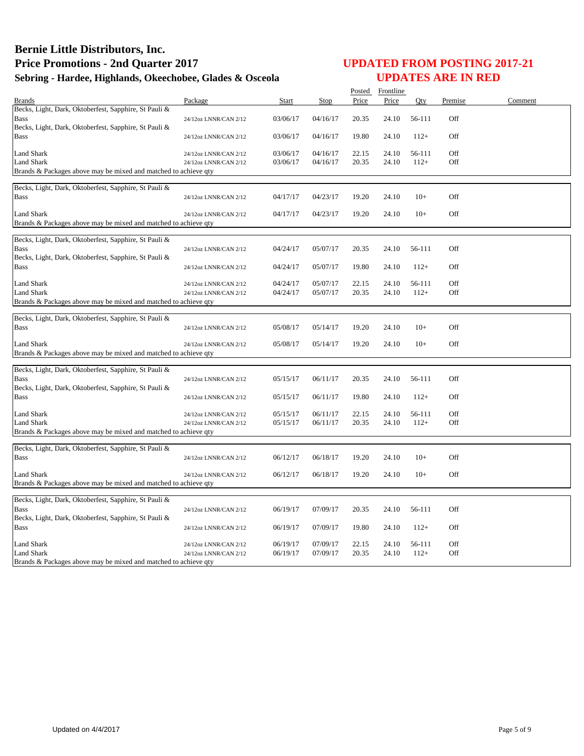# Bernie Little Distributors, Inc.
# Price Promotions - 2nd Quarter 2017
## Sebring - Hardee, Highlands, Okeechobee, Glades & Osceola

## UPDATED FROM POSTING 2017-21
## UPDATES ARE IN RED

| Brands | Package | Start | Stop | Posted Price | Frontline Price | Qty | Premise | Comment |
|---|---|---|---|---|---|---|---|---|
| Becks, Light, Dark, Oktoberfest, Sapphire, St Pauli & Bass | 24/12oz LNNR/CAN 2/12 | 03/06/17 | 04/16/17 | 20.35 | 24.10 | 56-111 | Off | |
| Becks, Light, Dark, Oktoberfest, Sapphire, St Pauli & Bass | 24/12oz LNNR/CAN 2/12 | 03/06/17 | 04/16/17 | 19.80 | 24.10 | 112+ | Off | |
| Land Shark | 24/12oz LNNR/CAN 2/12 | 03/06/17 | 04/16/17 | 22.15 | 24.10 | 56-111 | Off | |
| Land Shark | 24/12oz LNNR/CAN 2/12 | 03/06/17 | 04/16/17 | 20.35 | 24.10 | 112+ | Off | |
| Brands & Packages above may be mixed and matched to achieve qty | | | | | | | | |
| Becks, Light, Dark, Oktoberfest, Sapphire, St Pauli & Bass | 24/12oz LNNR/CAN 2/12 | 04/17/17 | 04/23/17 | 19.20 | 24.10 | 10+ | Off | |
| Land Shark | 24/12oz LNNR/CAN 2/12 | 04/17/17 | 04/23/17 | 19.20 | 24.10 | 10+ | Off | |
| Brands & Packages above may be mixed and matched to achieve qty | | | | | | | | |
| Becks, Light, Dark, Oktoberfest, Sapphire, St Pauli & Bass | 24/12oz LNNR/CAN 2/12 | 04/24/17 | 05/07/17 | 20.35 | 24.10 | 56-111 | Off | |
| Becks, Light, Dark, Oktoberfest, Sapphire, St Pauli & Bass | 24/12oz LNNR/CAN 2/12 | 04/24/17 | 05/07/17 | 19.80 | 24.10 | 112+ | Off | |
| Land Shark | 24/12oz LNNR/CAN 2/12 | 04/24/17 | 05/07/17 | 22.15 | 24.10 | 56-111 | Off | |
| Land Shark | 24/12oz LNNR/CAN 2/12 | 04/24/17 | 05/07/17 | 20.35 | 24.10 | 112+ | Off | |
| Brands & Packages above may be mixed and matched to achieve qty | | | | | | | | |
| Becks, Light, Dark, Oktoberfest, Sapphire, St Pauli & Bass | 24/12oz LNNR/CAN 2/12 | 05/08/17 | 05/14/17 | 19.20 | 24.10 | 10+ | Off | |
| Land Shark | 24/12oz LNNR/CAN 2/12 | 05/08/17 | 05/14/17 | 19.20 | 24.10 | 10+ | Off | |
| Brands & Packages above may be mixed and matched to achieve qty | | | | | | | | |
| Becks, Light, Dark, Oktoberfest, Sapphire, St Pauli & Bass | 24/12oz LNNR/CAN 2/12 | 05/15/17 | 06/11/17 | 20.35 | 24.10 | 56-111 | Off | |
| Becks, Light, Dark, Oktoberfest, Sapphire, St Pauli & Bass | 24/12oz LNNR/CAN 2/12 | 05/15/17 | 06/11/17 | 19.80 | 24.10 | 112+ | Off | |
| Land Shark | 24/12oz LNNR/CAN 2/12 | 05/15/17 | 06/11/17 | 22.15 | 24.10 | 56-111 | Off | |
| Land Shark | 24/12oz LNNR/CAN 2/12 | 05/15/17 | 06/11/17 | 20.35 | 24.10 | 112+ | Off | |
| Brands & Packages above may be mixed and matched to achieve qty | | | | | | | | |
| Becks, Light, Dark, Oktoberfest, Sapphire, St Pauli & Bass | 24/12oz LNNR/CAN 2/12 | 06/12/17 | 06/18/17 | 19.20 | 24.10 | 10+ | Off | |
| Land Shark | 24/12oz LNNR/CAN 2/12 | 06/12/17 | 06/18/17 | 19.20 | 24.10 | 10+ | Off | |
| Brands & Packages above may be mixed and matched to achieve qty | | | | | | | | |
| Becks, Light, Dark, Oktoberfest, Sapphire, St Pauli & Bass | 24/12oz LNNR/CAN 2/12 | 06/19/17 | 07/09/17 | 20.35 | 24.10 | 56-111 | Off | |
| Becks, Light, Dark, Oktoberfest, Sapphire, St Pauli & Bass | 24/12oz LNNR/CAN 2/12 | 06/19/17 | 07/09/17 | 19.80 | 24.10 | 112+ | Off | |
| Land Shark | 24/12oz LNNR/CAN 2/12 | 06/19/17 | 07/09/17 | 22.15 | 24.10 | 56-111 | Off | |
| Land Shark | 24/12oz LNNR/CAN 2/12 | 06/19/17 | 07/09/17 | 20.35 | 24.10 | 112+ | Off | |
| Brands & Packages above may be mixed and matched to achieve qty | | | | | | | | |

Updated on 4/4/2017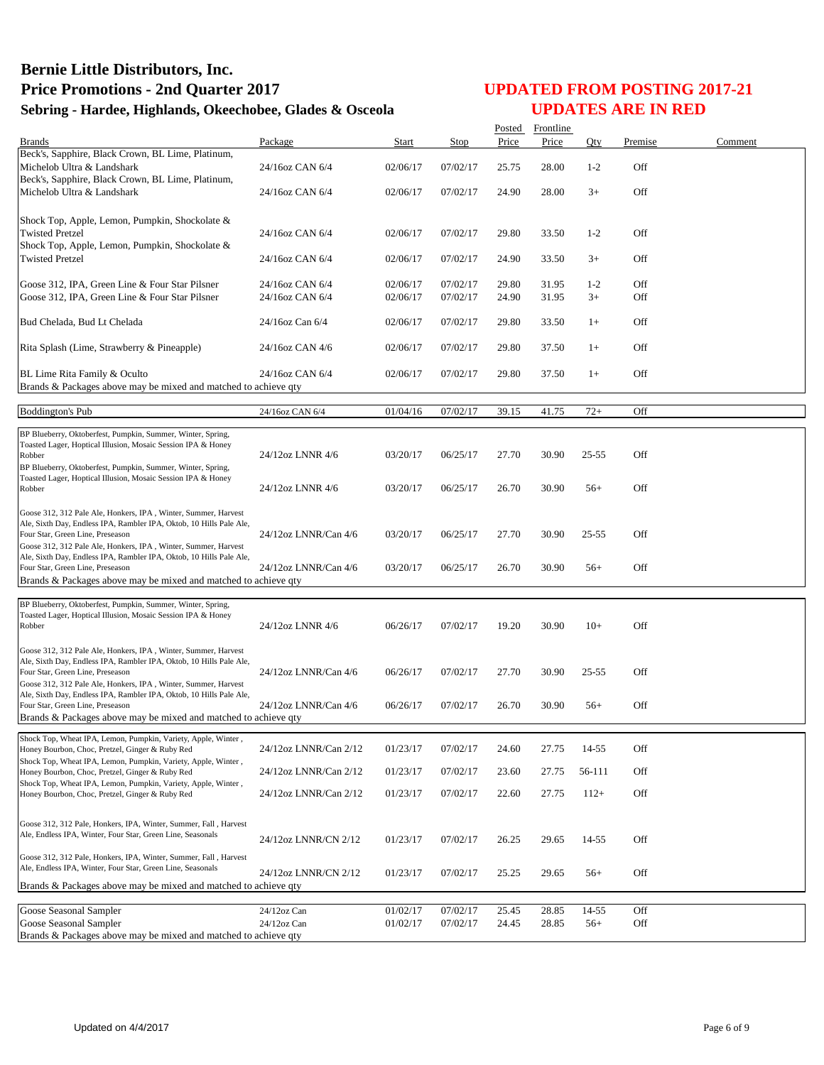# Bernie Little Distributors, Inc.
# Price Promotions - 2nd Quarter 2017
## Sebring - Hardee, Highlands, Okeechobee, Glades & Osceola

## UPDATED FROM POSTING 2017-21
## UPDATES ARE IN RED

| Brands | Package | Start | Stop | Posted Price | Frontline Price | Qty | Premise | Comment |
|---|---|---|---|---|---|---|---|---|
| Beck's, Sapphire, Black Crown, BL Lime, Platinum, Michelob Ultra & Landshark | 24/16oz CAN 6/4 | 02/06/17 | 07/02/17 | 25.75 | 28.00 | 1-2 | Off | |
| Beck's, Sapphire, Black Crown, BL Lime, Platinum, Michelob Ultra & Landshark | 24/16oz CAN 6/4 | 02/06/17 | 07/02/17 | 24.90 | 28.00 | 3+ | Off | |
| Shock Top, Apple, Lemon, Pumpkin, Shockolate & Twisted Pretzel | 24/16oz CAN 6/4 | 02/06/17 | 07/02/17 | 29.80 | 33.50 | 1-2 | Off | |
| Shock Top, Apple, Lemon, Pumpkin, Shockolate & Twisted Pretzel | 24/16oz CAN 6/4 | 02/06/17 | 07/02/17 | 24.90 | 33.50 | 3+ | Off | |
| Goose 312, IPA, Green Line & Four Star Pilsner | 24/16oz CAN 6/4 | 02/06/17 | 07/02/17 | 29.80 | 31.95 | 1-2 | Off | |
| Goose 312, IPA, Green Line & Four Star Pilsner | 24/16oz CAN 6/4 | 02/06/17 | 07/02/17 | 24.90 | 31.95 | 3+ | Off | |
| Bud Chelada, Bud Lt Chelada | 24/16oz Can 6/4 | 02/06/17 | 07/02/17 | 29.80 | 33.50 | 1+ | Off | |
| Rita Splash (Lime, Strawberry & Pineapple) | 24/16oz CAN 4/6 | 02/06/17 | 07/02/17 | 29.80 | 37.50 | 1+ | Off | |
| BL Lime Rita Family & Oculto | 24/16oz CAN 6/4 | 02/06/17 | 07/02/17 | 29.80 | 37.50 | 1+ | Off | |
| Brands & Packages above may be mixed and matched to achieve qty | | | | | | | | |
| Boddington's Pub | 24/16oz CAN 6/4 | 01/04/16 | 07/02/17 | 39.15 | 41.75 | 72+ | Off | |
| BP Blueberry, Oktoberfest, Pumpkin, Summer, Winter, Spring, Toasted Lager, Hoptical Illusion, Mosaic Session IPA & Honey Robber | 24/12oz LNNR 4/6 | 03/20/17 | 06/25/17 | 27.70 | 30.90 | 25-55 | Off | |
| BP Blueberry, Oktoberfest, Pumpkin, Summer, Winter, Spring, Toasted Lager, Hoptical Illusion, Mosaic Session IPA & Honey Robber | 24/12oz LNNR 4/6 | 03/20/17 | 06/25/17 | 26.70 | 30.90 | 56+ | Off | |
| Goose 312, 312 Pale Ale, Honkers, IPA , Winter, Summer, Harvest Ale, Sixth Day, Endless IPA, Rambler IPA, Oktob, 10 Hills Pale Ale, Four Star, Green Line, Preseason | 24/12oz LNNR/Can 4/6 | 03/20/17 | 06/25/17 | 27.70 | 30.90 | 25-55 | Off | |
| Goose 312, 312 Pale Ale, Honkers, IPA , Winter, Summer, Harvest Ale, Sixth Day, Endless IPA, Rambler IPA, Oktob, 10 Hills Pale Ale, Four Star, Green Line, Preseason | 24/12oz LNNR/Can 4/6 | 03/20/17 | 06/25/17 | 26.70 | 30.90 | 56+ | Off | |
| Brands & Packages above may be mixed and matched to achieve qty | | | | | | | | |
| BP Blueberry, Oktoberfest, Pumpkin, Summer, Winter, Spring, Toasted Lager, Hoptical Illusion, Mosaic Session IPA & Honey Robber | 24/12oz LNNR 4/6 | 06/26/17 | 07/02/17 | 19.20 | 30.90 | 10+ | Off | |
| Goose 312, 312 Pale Ale, Honkers, IPA , Winter, Summer, Harvest Ale, Sixth Day, Endless IPA, Rambler IPA, Oktob, 10 Hills Pale Ale, Four Star, Green Line, Preseason | 24/12oz LNNR/Can 4/6 | 06/26/17 | 07/02/17 | 27.70 | 30.90 | 25-55 | Off | |
| Goose 312, 312 Pale Ale, Honkers, IPA , Winter, Summer, Harvest Ale, Sixth Day, Endless IPA, Rambler IPA, Oktob, 10 Hills Pale Ale, Four Star, Green Line, Preseason | 24/12oz LNNR/Can 4/6 | 06/26/17 | 07/02/17 | 26.70 | 30.90 | 56+ | Off | |
| Brands & Packages above may be mixed and matched to achieve qty | | | | | | | | |
| Shock Top, Wheat IPA, Lemon, Pumpkin, Variety, Apple, Winter , Honey Bourbon, Choc, Pretzel, Ginger & Ruby Red | 24/12oz LNNR/Can 2/12 | 01/23/17 | 07/02/17 | 24.60 | 27.75 | 14-55 | Off | |
| Shock Top, Wheat IPA, Lemon, Pumpkin, Variety, Apple, Winter , Honey Bourbon, Choc, Pretzel, Ginger & Ruby Red | 24/12oz LNNR/Can 2/12 | 01/23/17 | 07/02/17 | 23.60 | 27.75 | 56-111 | Off | |
| Shock Top, Wheat IPA, Lemon, Pumpkin, Variety, Apple, Winter , Honey Bourbon, Choc, Pretzel, Ginger & Ruby Red | 24/12oz LNNR/Can 2/12 | 01/23/17 | 07/02/17 | 22.60 | 27.75 | 112+ | Off | |
| Goose 312, 312 Pale, Honkers, IPA, Winter, Summer, Fall , Harvest Ale, Endless IPA, Winter, Four Star, Green Line, Seasonals | 24/12oz LNNR/CN 2/12 | 01/23/17 | 07/02/17 | 26.25 | 29.65 | 14-55 | Off | |
| Goose 312, 312 Pale, Honkers, IPA, Winter, Summer, Fall , Harvest Ale, Endless IPA, Winter, Four Star, Green Line, Seasonals | 24/12oz LNNR/CN 2/12 | 01/23/17 | 07/02/17 | 25.25 | 29.65 | 56+ | Off | |
| Brands & Packages above may be mixed and matched to achieve qty | | | | | | | | |
| Goose Seasonal Sampler | 24/12oz Can | 01/02/17 | 07/02/17 | 25.45 | 28.85 | 14-55 | Off | |
| Goose Seasonal Sampler | 24/12oz Can | 01/02/17 | 07/02/17 | 24.45 | 28.85 | 56+ | Off | |
| Brands & Packages above may be mixed and matched to achieve qty | | | | | | | | |

Updated on 4/4/2017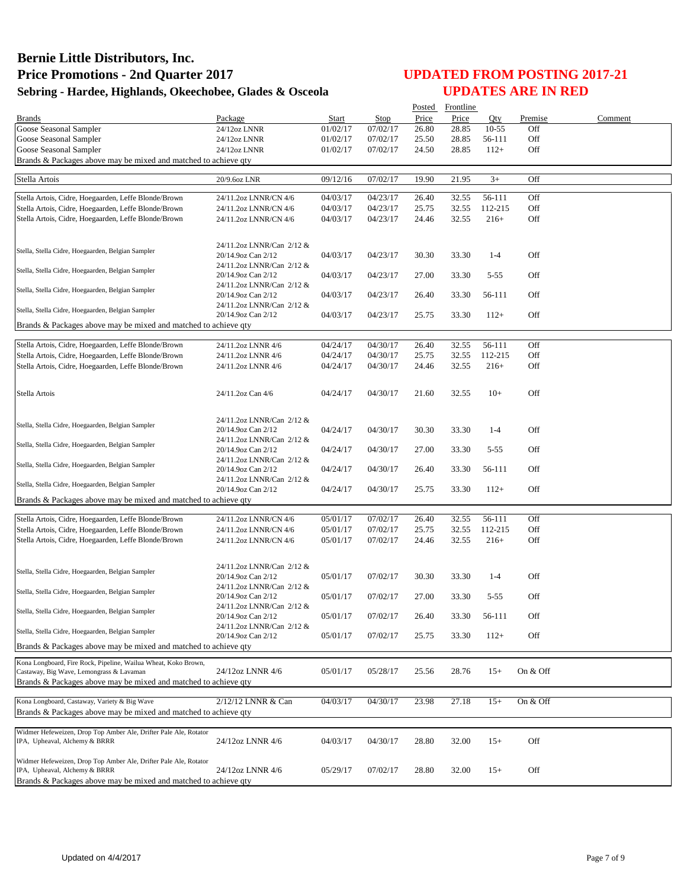# Bernie Little Distributors, Inc.
# Price Promotions - 2nd Quarter 2017
## Sebring - Hardee, Highlands, Okeechobee, Glades & Osceola

## UPDATED FROM POSTING 2017-21
## UPDATES ARE IN RED

| Brands | Package | Start | Stop | Posted Price | Frontline Price | Qty | Premise | Comment |
|---|---|---|---|---|---|---|---|---|
| Goose Seasonal Sampler | 24/12oz LNNR | 01/02/17 | 07/02/17 | 26.80 | 28.85 | 10-55 | Off | |
| Goose Seasonal Sampler | 24/12oz LNNR | 01/02/17 | 07/02/17 | 25.50 | 28.85 | 56-111 | Off | |
| Goose Seasonal Sampler | 24/12oz LNNR | 01/02/17 | 07/02/17 | 24.50 | 28.85 | 112+ | Off | |
| Brands & Packages above may be mixed and matched to achieve qty | | | | | | | | |
| Stella Artois | 20/9.6oz LNR | 09/12/16 | 07/02/17 | 19.90 | 21.95 | 3+ | Off | |
| Stella Artois, Cidre, Hoegaarden, Leffe Blonde/Brown | 24/11.2oz LNNR/CN 4/6 | 04/03/17 | 04/23/17 | 26.40 | 32.55 | 56-111 | Off | |
| Stella Artois, Cidre, Hoegaarden, Leffe Blonde/Brown | 24/11.2oz LNNR/CN 4/6 | 04/03/17 | 04/23/17 | 25.75 | 32.55 | 112-215 | Off | |
| Stella Artois, Cidre, Hoegaarden, Leffe Blonde/Brown | 24/11.2oz LNNR/CN 4/6 | 04/03/17 | 04/23/17 | 24.46 | 32.55 | 216+ | Off | |
| Stella, Stella Cidre, Hoegaarden, Belgian Sampler | 24/11.2oz LNNR/Can 2/12 & 20/14.9oz Can 2/12 | 04/03/17 | 04/23/17 | 30.30 | 33.30 | 1-4 | Off | |
| Stella, Stella Cidre, Hoegaarden, Belgian Sampler | 24/11.2oz LNNR/Can 2/12 & 20/14.9oz Can 2/12 | 04/03/17 | 04/23/17 | 27.00 | 33.30 | 5-55 | Off | |
| Stella, Stella Cidre, Hoegaarden, Belgian Sampler | 24/11.2oz LNNR/Can 2/12 & 20/14.9oz Can 2/12 | 04/03/17 | 04/23/17 | 26.40 | 33.30 | 56-111 | Off | |
| Stella, Stella Cidre, Hoegaarden, Belgian Sampler | 24/11.2oz LNNR/Can 2/12 & 20/14.9oz Can 2/12 | 04/03/17 | 04/23/17 | 25.75 | 33.30 | 112+ | Off | |
| Brands & Packages above may be mixed and matched to achieve qty | | | | | | | | |
| Stella Artois, Cidre, Hoegaarden, Leffe Blonde/Brown | 24/11.2oz LNNR 4/6 | 04/24/17 | 04/30/17 | 26.40 | 32.55 | 56-111 | Off | |
| Stella Artois, Cidre, Hoegaarden, Leffe Blonde/Brown | 24/11.2oz LNNR 4/6 | 04/24/17 | 04/30/17 | 25.75 | 32.55 | 112-215 | Off | |
| Stella Artois, Cidre, Hoegaarden, Leffe Blonde/Brown | 24/11.2oz LNNR 4/6 | 04/24/17 | 04/30/17 | 24.46 | 32.55 | 216+ | Off | |
| Stella Artois | 24/11.2oz Can 4/6 | 04/24/17 | 04/30/17 | 21.60 | 32.55 | 10+ | Off | |
| Stella, Stella Cidre, Hoegaarden, Belgian Sampler | 24/11.2oz LNNR/Can 2/12 & 20/14.9oz Can 2/12 | 04/24/17 | 04/30/17 | 30.30 | 33.30 | 1-4 | Off | |
| Stella, Stella Cidre, Hoegaarden, Belgian Sampler | 24/11.2oz LNNR/Can 2/12 & 20/14.9oz Can 2/12 | 04/24/17 | 04/30/17 | 27.00 | 33.30 | 5-55 | Off | |
| Stella, Stella Cidre, Hoegaarden, Belgian Sampler | 24/11.2oz LNNR/Can 2/12 & 20/14.9oz Can 2/12 | 04/24/17 | 04/30/17 | 26.40 | 33.30 | 56-111 | Off | |
| Stella, Stella Cidre, Hoegaarden, Belgian Sampler | 24/11.2oz LNNR/Can 2/12 & 20/14.9oz Can 2/12 | 04/24/17 | 04/30/17 | 25.75 | 33.30 | 112+ | Off | |
| Brands & Packages above may be mixed and matched to achieve qty | | | | | | | | |
| Stella Artois, Cidre, Hoegaarden, Leffe Blonde/Brown | 24/11.2oz LNNR/CN 4/6 | 05/01/17 | 07/02/17 | 26.40 | 32.55 | 56-111 | Off | |
| Stella Artois, Cidre, Hoegaarden, Leffe Blonde/Brown | 24/11.2oz LNNR/CN 4/6 | 05/01/17 | 07/02/17 | 25.75 | 32.55 | 112-215 | Off | |
| Stella Artois, Cidre, Hoegaarden, Leffe Blonde/Brown | 24/11.2oz LNNR/CN 4/6 | 05/01/17 | 07/02/17 | 24.46 | 32.55 | 216+ | Off | |
| Stella, Stella Cidre, Hoegaarden, Belgian Sampler | 24/11.2oz LNNR/Can 2/12 & 20/14.9oz Can 2/12 | 05/01/17 | 07/02/17 | 30.30 | 33.30 | 1-4 | Off | |
| Stella, Stella Cidre, Hoegaarden, Belgian Sampler | 24/11.2oz LNNR/Can 2/12 & 20/14.9oz Can 2/12 | 05/01/17 | 07/02/17 | 27.00 | 33.30 | 5-55 | Off | |
| Stella, Stella Cidre, Hoegaarden, Belgian Sampler | 24/11.2oz LNNR/Can 2/12 & 20/14.9oz Can 2/12 | 05/01/17 | 07/02/17 | 26.40 | 33.30 | 56-111 | Off | |
| Stella, Stella Cidre, Hoegaarden, Belgian Sampler | 24/11.2oz LNNR/Can 2/12 & 20/14.9oz Can 2/12 | 05/01/17 | 07/02/17 | 25.75 | 33.30 | 112+ | Off | |
| Brands & Packages above may be mixed and matched to achieve qty | | | | | | | | |
| Kona Longboard, Fire Rock, Pipeline, Wailua Wheat, Koko Brown, Castaway, Big Wave, Lemongrass & Lavaman | 24/12oz LNNR 4/6 | 05/01/17 | 05/28/17 | 25.56 | 28.76 | 15+ | On & Off | |
| Brands & Packages above may be mixed and matched to achieve qty | | | | | | | | |
| Kona Longboard, Castaway, Variety & Big Wave | 2/12/12 LNNR & Can | 04/03/17 | 04/30/17 | 23.98 | 27.18 | 15+ | On & Off | |
| Brands & Packages above may be mixed and matched to achieve qty | | | | | | | | |
| Widmer Hefeweizen, Drop Top Amber Ale, Drifter Pale Ale, Rotator IPA, Upheaval, Alchemy & BRRR | 24/12oz LNNR 4/6 | 04/03/17 | 04/30/17 | 28.80 | 32.00 | 15+ | Off | |
| Widmer Hefeweizen, Drop Top Amber Ale, Drifter Pale Ale, Rotator IPA, Upheaval, Alchemy & BRRR | 24/12oz LNNR 4/6 | 05/29/17 | 07/02/17 | 28.80 | 32.00 | 15+ | Off | |
| Brands & Packages above may be mixed and matched to achieve qty | | | | | | | | |

Updated on 4/4/2017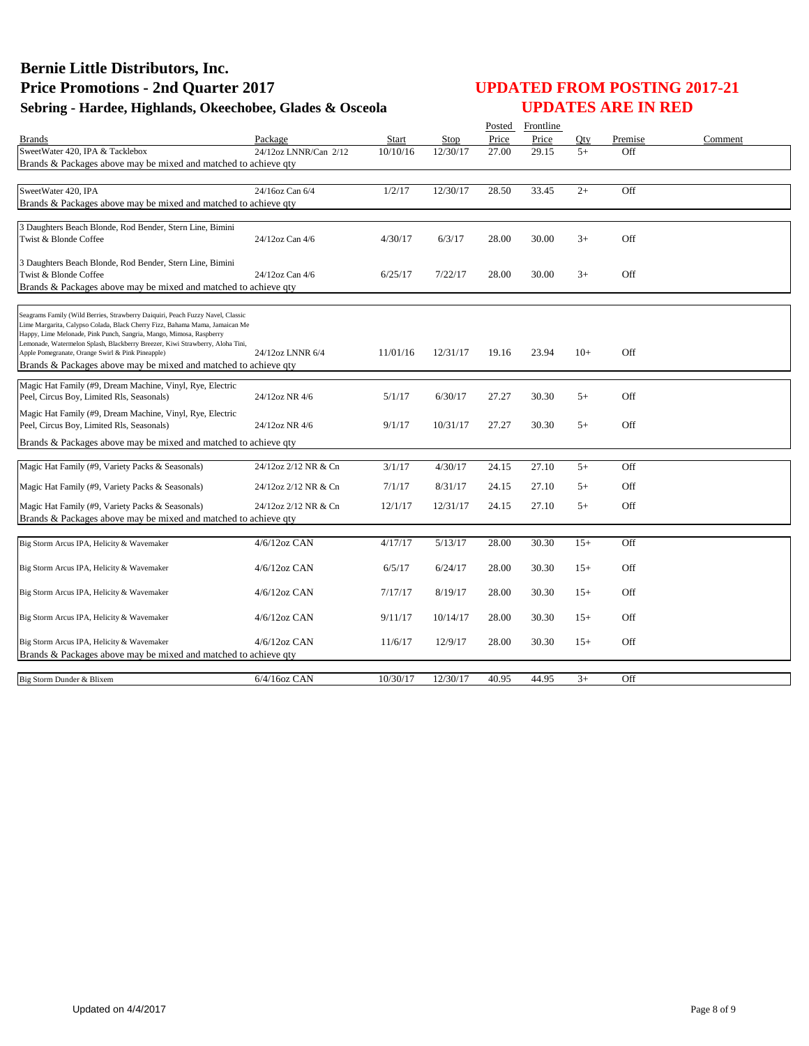# Bernie Little Distributors, Inc.
# Price Promotions - 2nd Quarter 2017
## Sebring - Hardee, Highlands, Okeechobee, Glades & Osceola

## UPDATED FROM POSTING 2017-21
## UPDATES ARE IN RED

| Brands | Package | Start | Stop | Posted Price | Frontline Price | Qty | Premise | Comment |
|---|---|---|---|---|---|---|---|---|
| SweetWater 420, IPA & Tacklebox | 24/12oz LNNR/Can 2/12 | 10/10/16 | 12/30/17 | 27.00 | 29.15 | 5+ | Off | |
| Brands & Packages above may be mixed and matched to achieve qty | | | | | | | | |
| SweetWater 420, IPA | 24/16oz Can 6/4 | 1/2/17 | 12/30/17 | 28.50 | 33.45 | 2+ | Off | |
| Brands & Packages above may be mixed and matched to achieve qty | | | | | | | | |
| 3 Daughters Beach Blonde, Rod Bender, Stern Line, Bimini Twist & Blonde Coffee | 24/12oz Can 4/6 | 4/30/17 | 6/3/17 | 28.00 | 30.00 | 3+ | Off | |
| 3 Daughters Beach Blonde, Rod Bender, Stern Line, Bimini Twist & Blonde Coffee | 24/12oz Can 4/6 | 6/25/17 | 7/22/17 | 28.00 | 30.00 | 3+ | Off | |
| Brands & Packages above may be mixed and matched to achieve qty | | | | | | | | |
| Seagrams Family (Wild Berries, Strawberry Daiquiri, Peach Fuzzy Navel, Classic Lime Margarita, Calypso Colada, Black Cherry Fizz, Bahama Mama, Jamaican Me Happy, Lime Melonade, Pink Punch, Sangria, Mango, Mimosa, Raspberry Lemonade, Watermelon Splash, Blackberry Breezer, Kiwi Strawberry, Aloha Tini, Apple Pomegranate, Orange Swirl & Pink Pineapple) | 24/12oz LNNR 6/4 | 11/01/16 | 12/31/17 | 19.16 | 23.94 | 10+ | Off | |
| Brands & Packages above may be mixed and matched to achieve qty | | | | | | | | |
| Magic Hat Family (#9, Dream Machine, Vinyl, Rye, Electric Peel, Circus Boy, Limited Rls, Seasonals) | 24/12oz NR 4/6 | 5/1/17 | 6/30/17 | 27.27 | 30.30 | 5+ | Off | |
| Magic Hat Family (#9, Dream Machine, Vinyl, Rye, Electric Peel, Circus Boy, Limited Rls, Seasonals) | 24/12oz NR 4/6 | 9/1/17 | 10/31/17 | 27.27 | 30.30 | 5+ | Off | |
| Brands & Packages above may be mixed and matched to achieve qty | | | | | | | | |
| Magic Hat Family (#9, Variety Packs & Seasonals) | 24/12oz 2/12 NR & Cn | 3/1/17 | 4/30/17 | 24.15 | 27.10 | 5+ | Off | |
| Magic Hat Family (#9, Variety Packs & Seasonals) | 24/12oz 2/12 NR & Cn | 7/1/17 | 8/31/17 | 24.15 | 27.10 | 5+ | Off | |
| Magic Hat Family (#9, Variety Packs & Seasonals) | 24/12oz 2/12 NR & Cn | 12/1/17 | 12/31/17 | 24.15 | 27.10 | 5+ | Off | |
| Brands & Packages above may be mixed and matched to achieve qty | | | | | | | | |
| Big Storm Arcus IPA, Helicity & Wavemaker | 4/6/12oz CAN | 4/17/17 | 5/13/17 | 28.00 | 30.30 | 15+ | Off | |
| Big Storm Arcus IPA, Helicity & Wavemaker | 4/6/12oz CAN | 6/5/17 | 6/24/17 | 28.00 | 30.30 | 15+ | Off | |
| Big Storm Arcus IPA, Helicity & Wavemaker | 4/6/12oz CAN | 7/17/17 | 8/19/17 | 28.00 | 30.30 | 15+ | Off | |
| Big Storm Arcus IPA, Helicity & Wavemaker | 4/6/12oz CAN | 9/11/17 | 10/14/17 | 28.00 | 30.30 | 15+ | Off | |
| Big Storm Arcus IPA, Helicity & Wavemaker | 4/6/12oz CAN | 11/6/17 | 12/9/17 | 28.00 | 30.30 | 15+ | Off | |
| Brands & Packages above may be mixed and matched to achieve qty | | | | | | | | |
| Big Storm Dunder & Blixem | 6/4/16oz CAN | 10/30/17 | 12/30/17 | 40.95 | 44.95 | 3+ | Off | |

Updated on 4/4/2017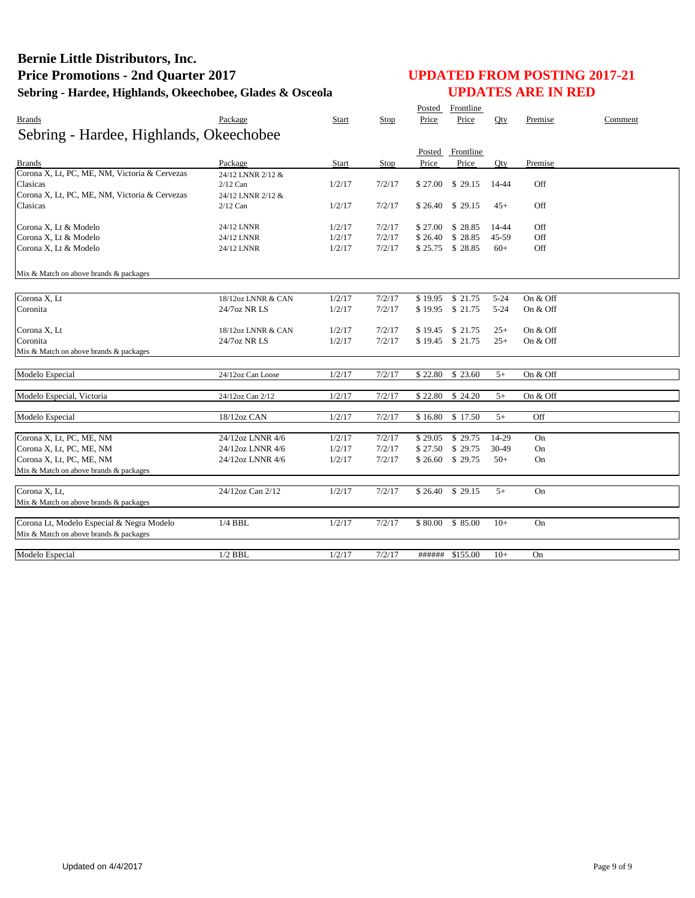# Bernie Little Distributors, Inc.
# Price Promotions - 2nd Quarter 2017
## Sebring - Hardee, Highlands, Okeechobee, Glades & Osceola

**UPDATED FROM POSTING 2017-21**
**UPDATES ARE IN RED**

| Brands | Package | Start | Stop | Posted Price | Frontline Price | Qty | Premise | Comment |
|---|---|---|---|---|---|---|---|---|

## Sebring - Hardee, Highlands, Okeechobee

| Brands | Package | Start | Stop | Posted Price | Frontline Price | Qty | Premise |
|---|---|---|---|---|---|---|---|
| Corona X, Lt, PC, ME, NM, Victoria & Cervezas Clasicas | 24/12 LNNR 2/12 & 2/12 Can | 1/2/17 | 7/2/17 | $ 27.00 | $ 29.15 | 14-44 | Off |
| Corona X, Lt, PC, ME, NM, Victoria & Cervezas Clasicas | 24/12 LNNR 2/12 & 2/12 Can | 1/2/17 | 7/2/17 | $ 26.40 | $ 29.15 | 45+ | Off |
| Corona X, Lt & Modelo | 24/12 LNNR | 1/2/17 | 7/2/17 | $ 27.00 | $ 28.85 | 14-44 | Off |
| Corona X, Lt & Modelo | 24/12 LNNR | 1/2/17 | 7/2/17 | $ 26.40 | $ 28.85 | 45-59 | Off |
| Corona X, Lt & Modelo | 24/12 LNNR | 1/2/17 | 7/2/17 | $ 25.75 | $ 28.85 | 60+ | Off |
| Mix & Match on above brands & packages | | | | | | | |
| Corona X, Lt | 18/12oz LNNR & CAN | 1/2/17 | 7/2/17 | $ 19.95 | $ 21.75 | 5-24 | On & Off |
| Coronita | 24/7oz NR LS | 1/2/17 | 7/2/17 | $ 19.95 | $ 21.75 | 5-24 | On & Off |
| Corona X, Lt | 18/12oz LNNR & CAN | 1/2/17 | 7/2/17 | $ 19.45 | $ 21.75 | 25+ | On & Off |
| Coronita | 24/7oz NR LS | 1/2/17 | 7/2/17 | $ 19.45 | $ 21.75 | 25+ | On & Off |
| Mix & Match on above brands & packages | | | | | | | |
| Modelo Especial | 24/12oz Can Loose | 1/2/17 | 7/2/17 | $ 22.80 | $ 23.60 | 5+ | On & Off |
| Modelo Especial, Victoria | 24/12oz Can 2/12 | 1/2/17 | 7/2/17 | $ 22.80 | $ 24.20 | 5+ | On & Off |
| Modelo Especial | 18/12oz CAN | 1/2/17 | 7/2/17 | $ 16.80 | $ 17.50 | 5+ | Off |
| Corona X, Lt, PC, ME, NM | 24/12oz LNNR 4/6 | 1/2/17 | 7/2/17 | $ 29.05 | $ 29.75 | 14-29 | On |
| Corona X, Lt, PC, ME, NM | 24/12oz LNNR 4/6 | 1/2/17 | 7/2/17 | $ 27.50 | $ 29.75 | 30-49 | On |
| Corona X, Lt, PC, ME, NM | 24/12oz LNNR 4/6 | 1/2/17 | 7/2/17 | $ 26.60 | $ 29.75 | 50+ | On |
| Mix & Match on above brands & packages | | | | | | | |
| Corona X, Lt, | 24/12oz Can 2/12 | 1/2/17 | 7/2/17 | $ 26.40 | $ 29.15 | 5+ | On |
| Mix & Match on above brands & packages | | | | | | | |
| Corona Lt, Modelo Especial & Negra Modelo | 1/4 BBL | 1/2/17 | 7/2/17 | $ 80.00 | $ 85.00 | 10+ | On |
| Mix & Match on above brands & packages | | | | | | | |
| Modelo Especial | 1/2 BBL | 1/2/17 | 7/2/17 | ###### | $155.00 | 10+ | On |

Updated on 4/4/2017